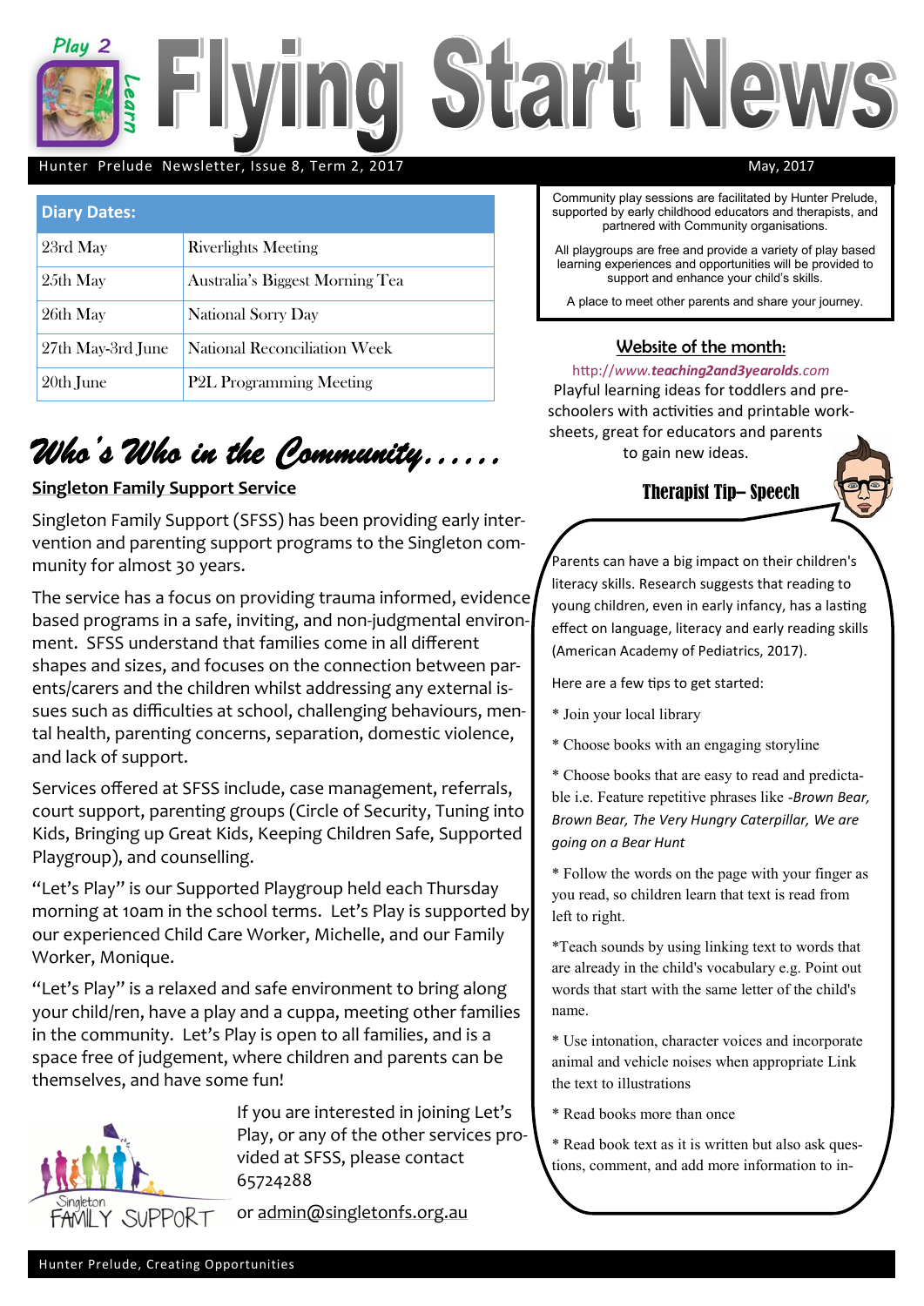# Flying Start News

Hunter Prelude Newsletter, Issue 8, Term 2, 2017 — May, 2017

| Diary Dates: | |
|---|---|
| 23rd May | Riverlights Meeting |
| 25th May | Australia's Biggest Morning Tea |
| 26th May | National Sorry Day |
| 27th May-3rd June | National Reconciliation Week |
| 20th June | P2L Programming Meeting |

## Who's Who in the Community……

**Singleton Family Support Service**

Singleton Family Support (SFSS) has been providing early intervention and parenting support programs to the Singleton community for almost 30 years.

The service has a focus on providing trauma informed, evidence based programs in a safe, inviting, and non-judgmental environment. SFSS understand that families come in all different shapes and sizes, and focuses on the connection between parents/carers and the children whilst addressing any external issues such as difficulties at school, challenging behaviours, mental health, parenting concerns, separation, domestic violence, and lack of support.

Services offered at SFSS include, case management, referrals, court support, parenting groups (Circle of Security, Tuning into Kids, Bringing up Great Kids, Keeping Children Safe, Supported Playgroup), and counselling.

"Let's Play" is our Supported Playgroup held each Thursday morning at 10am in the school terms. Let's Play is supported by our experienced Child Care Worker, Michelle, and our Family Worker, Monique.

"Let's Play" is a relaxed and safe environment to bring along your child/ren, have a play and a cuppa, meeting other families in the community. Let's Play is open to all families, and is a space free of judgement, where children and parents can be themselves, and have some fun!

If you are interested in joining Let's Play, or any of the other services provided at SFSS, please contact 65724288

or admin@singletonfs.org.au

Community play sessions are facilitated by Hunter Prelude, supported by early childhood educators and therapists, and partnered with Community organisations.

All playgroups are free and provide a variety of play based learning experiences and opportunities will be provided to support and enhance your child's skills.

A place to meet other parents and share your journey.

### Website of the month:

http://www.teaching2and3yearolds.com

Playful learning ideas for toddlers and preschoolers with activities and printable worksheets, great for educators and parents to gain new ideas.

### Therapist Tip– Speech

Parents can have a big impact on their children's literacy skills. Research suggests that reading to young children, even in early infancy, has a lasting effect on language, literacy and early reading skills (American Academy of Pediatrics, 2017).

Here are a few tips to get started:

* Join your local library
* Choose books with an engaging storyline
* Choose books that are easy to read and predictable i.e. Feature repetitive phrases like -*Brown Bear, Brown Bear, The Very Hungry Caterpillar, We are going on a Bear Hunt*
* Follow the words on the page with your finger as you read, so children learn that text is read from left to right.
* Teach sounds by using linking text to words that are already in the child's vocabulary e.g. Point out words that start with the same letter of the child's name.
* Use intonation, character voices and incorporate animal and vehicle noises when appropriate Link the text to illustrations
* Read books more than once
* Read book text as it is written but also ask questions, comment, and add more information to in-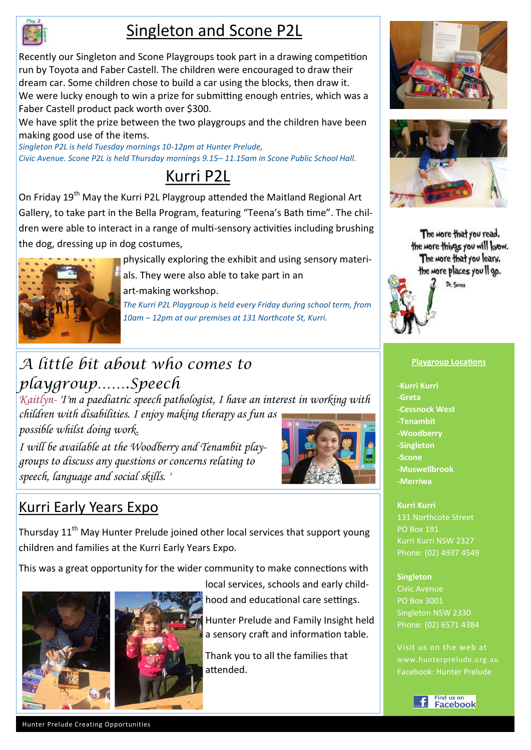## Singleton and Scone P2L

Recently our Singleton and Scone Playgroups took part in a drawing competition run by Toyota and Faber Castell. The children were encouraged to draw their dream car. Some children chose to build a car using the blocks, then draw it.
We were lucky enough to win a prize for submitting enough entries, which was a Faber Castell product pack worth over $300.
We have split the prize between the two playgroups and the children have been making good use of the items.

*Singleton P2L is held Tuesday mornings 10-12pm at Hunter Prelude, Civic Avenue. Scone P2L is held Thursday mornings 9.15– 11.15am in Scone Public School Hall.*

## Kurri P2L

On Friday 19th May the Kurri P2L Playgroup attended the Maitland Regional Art Gallery, to take part in the Bella Program, featuring "Teena's Bath time". The children were able to interact in a range of multi-sensory activities including brushing the dog, dressing up in dog costumes, physically exploring the exhibit and using sensory materials. They were also able to take part in an art-making workshop.

*The Kurri P2L Playgroup is held every Friday during school term, from 10am – 12pm at our premises at 131 Northcote St, Kurri.*

The more that you read, the more things you will know. The more that you learn, the more places you'll go.
Dr. Seuss

## A little bit about who comes to playgroup.......Speech

*Kaitlyn- 'I'm a paediatric speech pathologist, I have an interest in working with children with disabilities. I enjoy making therapy as fun as possible whilst doing work.*
*I will be available at the Woodberry and Tenambit playgroups to discuss any questions or concerns relating to speech, language and social skills. '*

## Kurri Early Years Expo

Thursday 11th May Hunter Prelude joined other local services that support young children and families at the Kurri Early Years Expo.

This was a great opportunity for the wider community to make connections with local services, schools and early childhood and educational care settings.

Hunter Prelude and Family Insight held a sensory craft and information table.

Thank you to all the families that attended.

**Playgroup Locations**

- **-Kurri Kurri**
- **-Greta**
- **-Cessnock West**
- **-Tenambit**
- **-Woodberry**
- **-Singleton**
- **-Scone**
- **-Muswellbrook**
- **-Merriwa**

**Kurri Kurri**
131 Northcote Street
PO Box 191
Kurri Kurri NSW 2327
Phone: (02) 4937 4549

**Singleton**
Civic Avenue
PO Box 3001
Singleton NSW 2330
Phone: (02) 6571 4384

Visit us on the web at
www.hunterprelude.org.au
Facebook: Hunter Prelude

Find us on Facebook

Hunter Prelude Creating Opportunities